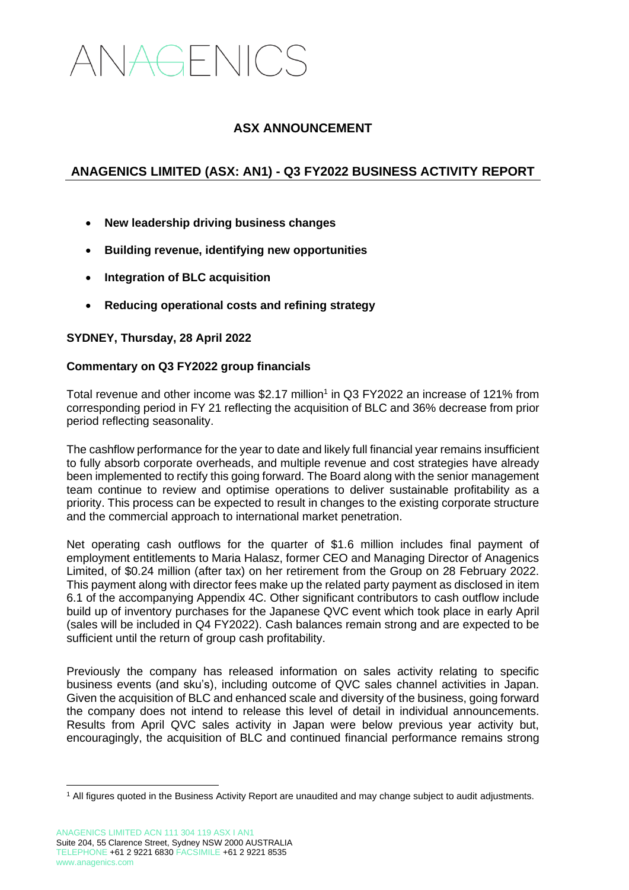# ANAGENICS

## ASX ANNOUNCEMENT

## ANAGENICS LIMITED (ASX: AN1) - Q3 FY2022 BUSINESS ACTIVITY REPORT

- **New leadership driving business changes**
- **Building revenue, identifying new opportunities**
- **Integration of BLC acquisition**
- **Reducing operational costs and refining strategy**

**SYDNEY, Thursday, 28 April 2022**

### Commentary on Q3 FY2022 group financials

Total revenue and other income was $2.17 million[1] in Q3 FY2022 an increase of 121% from corresponding period in FY 21 reflecting the acquisition of BLC and 36% decrease from prior period reflecting seasonality.

The cashflow performance for the year to date and likely full financial year remains insufficient to fully absorb corporate overheads, and multiple revenue and cost strategies have already been implemented to rectify this going forward. The Board along with the senior management team continue to review and optimise operations to deliver sustainable profitability as a priority. This process can be expected to result in changes to the existing corporate structure and the commercial approach to international market penetration.

Net operating cash outflows for the quarter of $1.6 million includes final payment of employment entitlements to Maria Halasz, former CEO and Managing Director of Anagenics Limited, of $0.24 million (after tax) on her retirement from the Group on 28 February 2022. This payment along with director fees make up the related party payment as disclosed in item 6.1 of the accompanying Appendix 4C. Other significant contributors to cash outflow include build up of inventory purchases for the Japanese QVC event which took place in early April (sales will be included in Q4 FY2022). Cash balances remain strong and are expected to be sufficient until the return of group cash profitability.

Previously the company has released information on sales activity relating to specific business events (and sku's), including outcome of QVC sales channel activities in Japan. Given the acquisition of BLC and enhanced scale and diversity of the business, going forward the company does not intend to release this level of detail in individual announcements. Results from April QVC sales activity in Japan were below previous year activity but, encouragingly, the acquisition of BLC and continued financial performance remains strong

[1] All figures quoted in the Business Activity Report are unaudited and may change subject to audit adjustments.

ANAGENICS LIMITED ACN 111 304 119 ASX I AN1
Suite 204, 55 Clarence Street, Sydney NSW 2000 AUSTRALIA
TELEPHONE +61 2 9221 6830 FACSIMILE +61 2 9221 8535
www.anagenics.com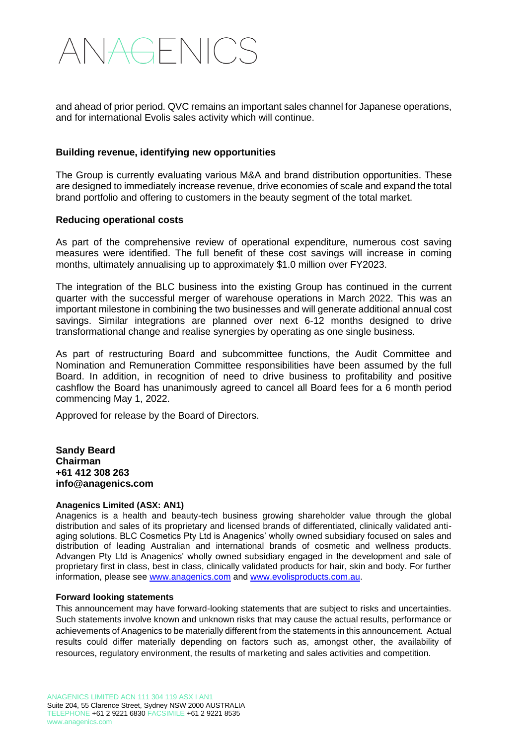and ahead of prior period. QVC remains an important sales channel for Japanese operations, and for international Evolis sales activity which will continue.

**Building revenue, identifying new opportunities**

The Group is currently evaluating various M&A and brand distribution opportunities. These are designed to immediately increase revenue, drive economies of scale and expand the total brand portfolio and offering to customers in the beauty segment of the total market.

**Reducing operational costs**

As part of the comprehensive review of operational expenditure, numerous cost saving measures were identified. The full benefit of these cost savings will increase in coming months, ultimately annualising up to approximately $1.0 million over FY2023.

The integration of the BLC business into the existing Group has continued in the current quarter with the successful merger of warehouse operations in March 2022. This was an important milestone in combining the two businesses and will generate additional annual cost savings. Similar integrations are planned over next 6-12 months designed to drive transformational change and realise synergies by operating as one single business.

As part of restructuring Board and subcommittee functions, the Audit Committee and Nomination and Remuneration Committee responsibilities have been assumed by the full Board. In addition, in recognition of need to drive business to profitability and positive cashflow the Board has unanimously agreed to cancel all Board fees for a 6 month period commencing May 1, 2022.

Approved for release by the Board of Directors.

**Sandy Beard**
**Chairman**
**+61 412 308 263**
**info@anagenics.com**

**Anagenics Limited (ASX: AN1)**
Anagenics is a health and beauty-tech business growing shareholder value through the global distribution and sales of its proprietary and licensed brands of differentiated, clinically validated anti-aging solutions. BLC Cosmetics Pty Ltd is Anagenics' wholly owned subsidiary focused on sales and distribution of leading Australian and international brands of cosmetic and wellness products. Advangen Pty Ltd is Anagenics' wholly owned subsidiary engaged in the development and sale of proprietary first in class, best in class, clinically validated products for hair, skin and body. For further information, please see www.anagenics.com and www.evolisproducts.com.au.

**Forward looking statements**
This announcement may have forward-looking statements that are subject to risks and uncertainties. Such statements involve known and unknown risks that may cause the actual results, performance or achievements of Anagenics to be materially different from the statements in this announcement. Actual results could differ materially depending on factors such as, amongst other, the availability of resources, regulatory environment, the results of marketing and sales activities and competition.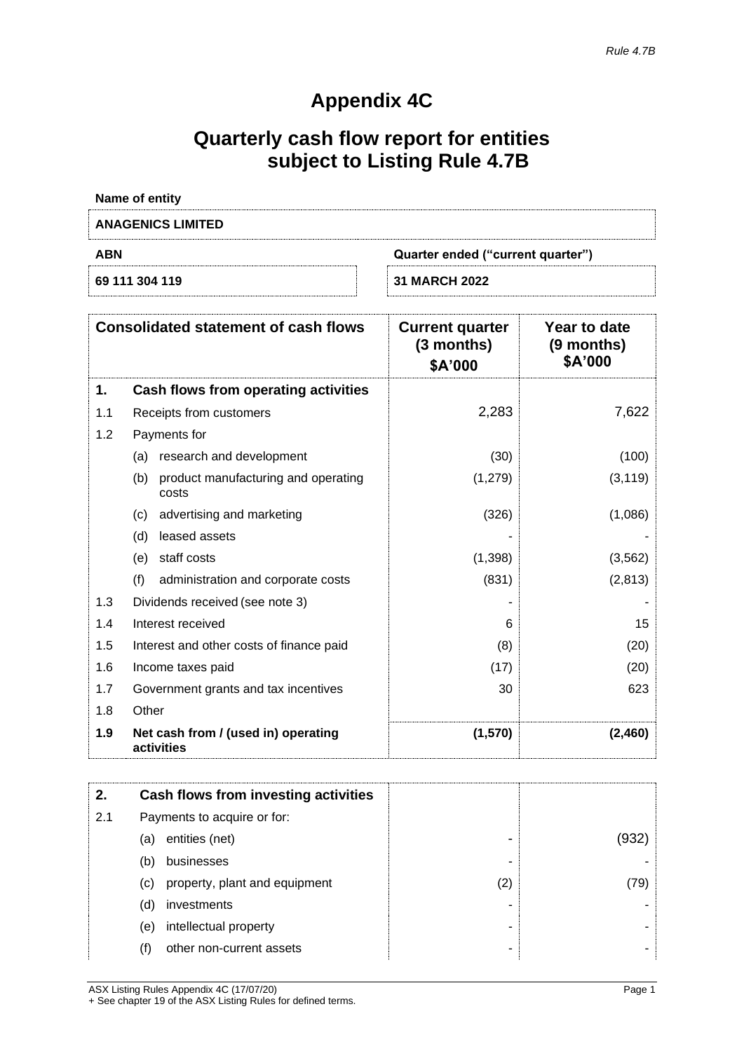*Rule 4.7B*

# Appendix 4C

# Quarterly cash flow report for entities subject to Listing Rule 4.7B

**Name of entity**

| ANAGENICS LIMITED | |
|---|---|
| **ABN** | **Quarter ended ("current quarter")** |
| 69 111 304 119 | 31 MARCH 2022 |

| | Consolidated statement of cash flows | Current quarter (3 months) $A'000 | Year to date (9 months) $A'000 |
|---|---|---|---|
| **1.** | **Cash flows from operating activities** | | |
| 1.1 | Receipts from customers | 2,283 | 7,622 |
| 1.2 | Payments for | | |
| | (a) research and development | (30) | (100) |
| | (b) product manufacturing and operating costs | (1,279) | (3,119) |
| | (c) advertising and marketing | (326) | (1,086) |
| | (d) leased assets | - | - |
| | (e) staff costs | (1,398) | (3,562) |
| | (f) administration and corporate costs | (831) | (2,813) |
| 1.3 | Dividends received (see note 3) | - | - |
| 1.4 | Interest received | 6 | 15 |
| 1.5 | Interest and other costs of finance paid | (8) | (20) |
| 1.6 | Income taxes paid | (17) | (20) |
| 1.7 | Government grants and tax incentives | 30 | 623 |
| 1.8 | Other | | |
| **1.9** | **Net cash from / (used in) operating activities** | **(1,570)** | **(2,460)** |

| | | | |
|---|---|---|---|
| **2.** | **Cash flows from investing activities** | | |
| 2.1 | Payments to acquire or for: | | |
| | (a) entities (net) | - | (932) |
| | (b) businesses | - | - |
| | (c) property, plant and equipment | (2) | (79) |
| | (d) investments | - | - |
| | (e) intellectual property | - | - |
| | (f) other non-current assets | - | - |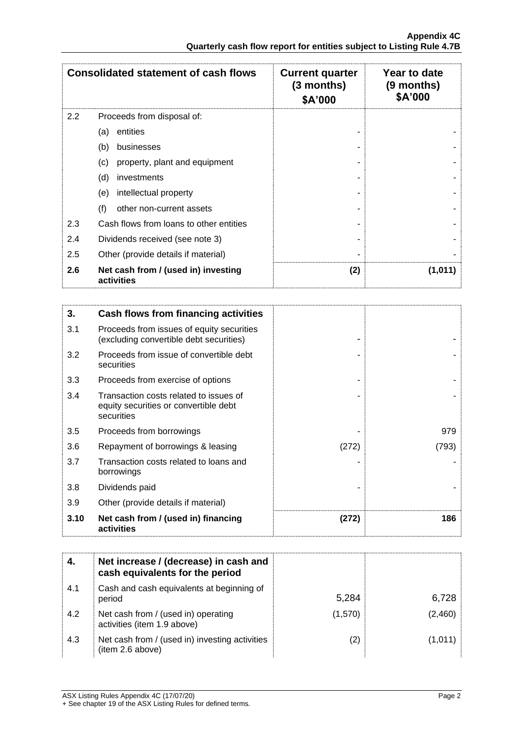| Consolidated statement of cash flows | | Current quarter (3 months) $A'000 | Year to date (9 months) $A'000 |
|---|---|---|---|
| 2.2 | Proceeds from disposal of: | | |
| | (a) entities | - | - |
| | (b) businesses | - | - |
| | (c) property, plant and equipment | - | - |
| | (d) investments | - | - |
| | (e) intellectual property | - | - |
| | (f) other non-current assets | - | - |
| 2.3 | Cash flows from loans to other entities | - | - |
| 2.4 | Dividends received (see note 3) | - | - |
| 2.5 | Other (provide details if material) | - | - |
| **2.6** | **Net cash from / (used in) investing activities** | **(2)** | **(1,011)** |

| **3.** | **Cash flows from financing activities** | | |
|---|---|---|---|
| 3.1 | Proceeds from issues of equity securities (excluding convertible debt securities) | - | - |
| 3.2 | Proceeds from issue of convertible debt securities | - | - |
| 3.3 | Proceeds from exercise of options | - | - |
| 3.4 | Transaction costs related to issues of equity securities or convertible debt securities | - | - |
| 3.5 | Proceeds from borrowings | - | 979 |
| 3.6 | Repayment of borrowings & leasing | (272) | (793) |
| 3.7 | Transaction costs related to loans and borrowings | - | - |
| 3.8 | Dividends paid | - | - |
| 3.9 | Other (provide details if material) | | |
| **3.10** | **Net cash from / (used in) financing activities** | **(272)** | **186** |

| **4.** | **Net increase / (decrease) in cash and cash equivalents for the period** | | |
|---|---|---|---|
| 4.1 | Cash and cash equivalents at beginning of period | 5,284 | 6,728 |
| 4.2 | Net cash from / (used in) operating activities (item 1.9 above) | (1,570) | (2,460) |
| 4.3 | Net cash from / (used in) investing activities (item 2.6 above) | (2) | (1,011) |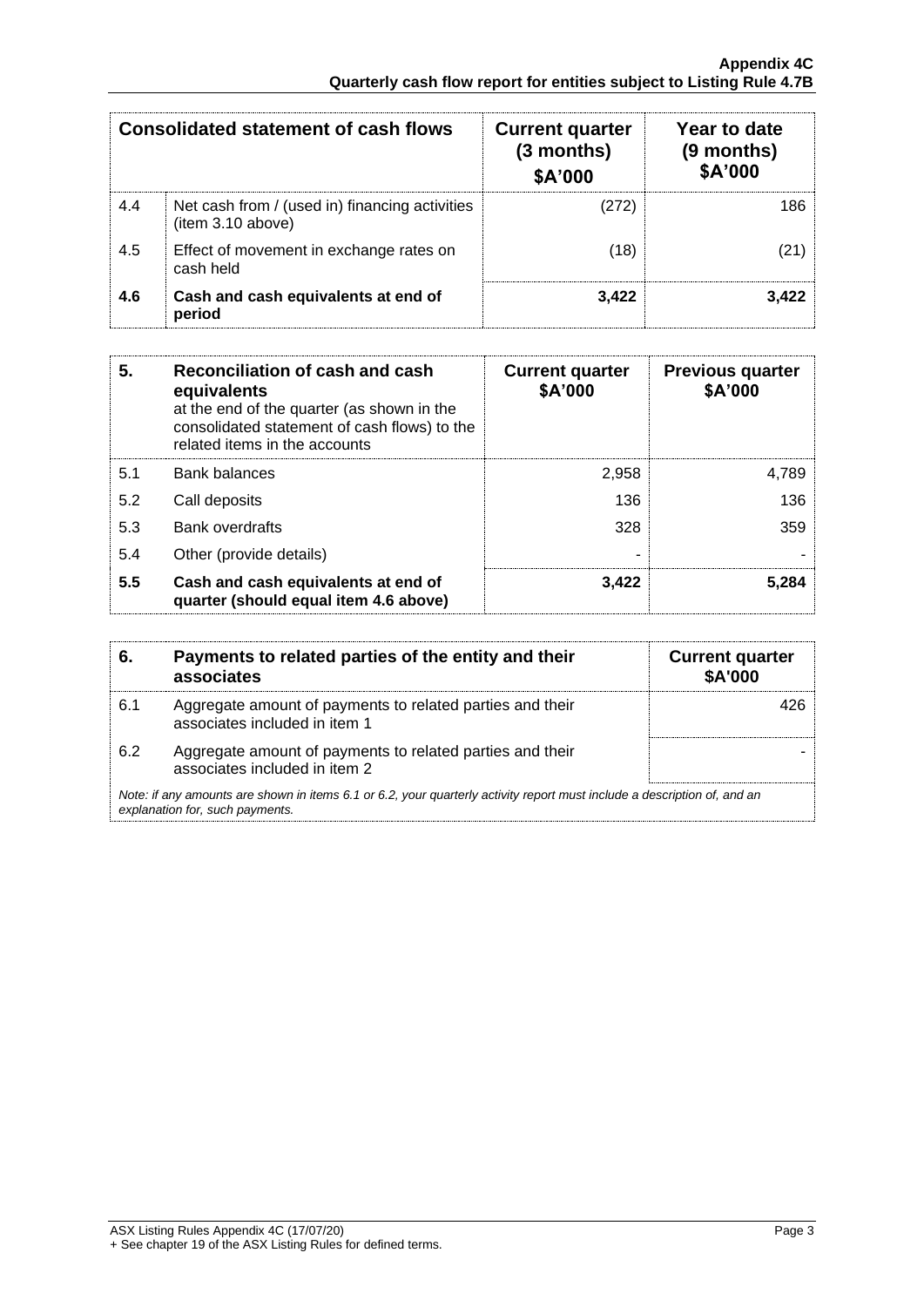| | Consolidated statement of cash flows | Current quarter (3 months) $A'000 | Year to date (9 months) $A'000 |
|---|---|---|---|
| 4.4 | Net cash from / (used in) financing activities (item 3.10 above) | (272) | 186 |
| 4.5 | Effect of movement in exchange rates on cash held | (18) | (21) |
| **4.6** | **Cash and cash equivalents at end of period** | **3,422** | **3,422** |

| **5.** | **Reconciliation of cash and cash equivalents** at the end of the quarter (as shown in the consolidated statement of cash flows) to the related items in the accounts | **Current quarter $A'000** | **Previous quarter $A'000** |
|---|---|---|---|
| 5.1 | Bank balances | 2,958 | 4,789 |
| 5.2 | Call deposits | 136 | 136 |
| 5.3 | Bank overdrafts | 328 | 359 |
| 5.4 | Other (provide details) | - | - |
| **5.5** | **Cash and cash equivalents at end of quarter (should equal item 4.6 above)** | **3,422** | **5,284** |

| **6.** | **Payments to related parties of the entity and their associates** | **Current quarter $A'000** |
|---|---|---|
| 6.1 | Aggregate amount of payments to related parties and their associates included in item 1 | 426 |
| 6.2 | Aggregate amount of payments to related parties and their associates included in item 2 | - |

*Note: if any amounts are shown in items 6.1 or 6.2, your quarterly activity report must include a description of, and an explanation for, such payments.*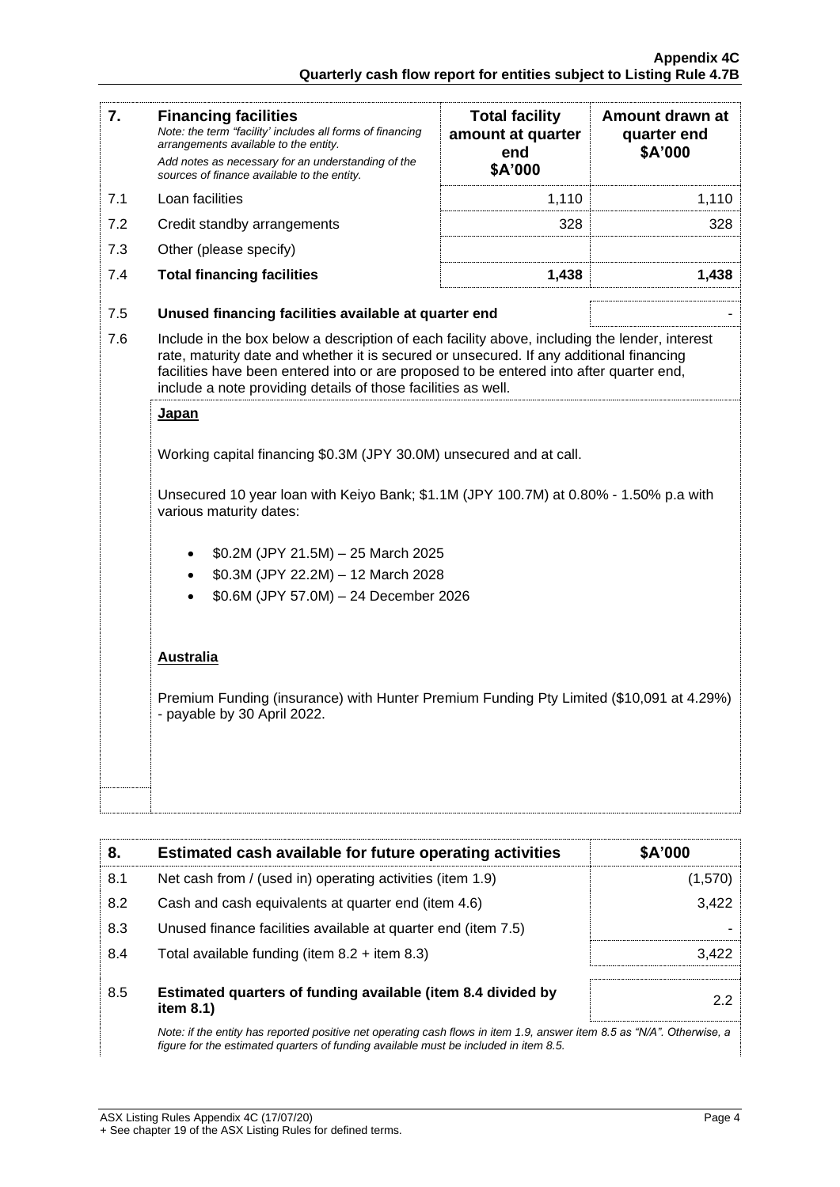| 7. | **Financing facilities**<br>*Note: the term "facility' includes all forms of financing arrangements available to the entity.*<br>*Add notes as necessary for an understanding of the sources of finance available to the entity.* | **Total facility amount at quarter end**<br>**$A'000** | **Amount drawn at quarter end**<br>**$A'000** |
|---|---|---|---|
| 7.1 | Loan facilities | 1,110 | 1,110 |
| 7.2 | Credit standby arrangements | 328 | 328 |
| 7.3 | Other (please specify) | | |
| 7.4 | **Total financing facilities** | **1,438** | **1,438** |

| | | |
|---|---|---|
| 7.5 | **Unused financing facilities available at quarter end** | - |

7.6 Include in the box below a description of each facility above, including the lender, interest rate, maturity date and whether it is secured or unsecured. If any additional financing facilities have been entered into or are proposed to be entered into after quarter end, include a note providing details of those facilities as well.

**Japan**

Working capital financing $0.3M (JPY 30.0M) unsecured and at call.

Unsecured 10 year loan with Keiyo Bank; $1.1M (JPY 100.7M) at 0.80% - 1.50% p.a with various maturity dates:

- $0.2M (JPY 21.5M) – 25 March 2025
- $0.3M (JPY 22.2M) – 12 March 2028
- $0.6M (JPY 57.0M) – 24 December 2026

**Australia**

Premium Funding (insurance) with Hunter Premium Funding Pty Limited ($10,091 at 4.29%) - payable by 30 April 2022.

| 8. | **Estimated cash available for future operating activities** | **$A'000** |
|---|---|---|
| 8.1 | Net cash from / (used in) operating activities (item 1.9) | (1,570) |
| 8.2 | Cash and cash equivalents at quarter end (item 4.6) | 3,422 |
| 8.3 | Unused finance facilities available at quarter end (item 7.5) | - |
| 8.4 | Total available funding (item 8.2 + item 8.3) | 3,422 |
| 8.5 | **Estimated quarters of funding available (item 8.4 divided by item 8.1)** | 2.2 |

*Note: if the entity has reported positive net operating cash flows in item 1.9, answer item 8.5 as "N/A". Otherwise, a figure for the estimated quarters of funding available must be included in item 8.5.*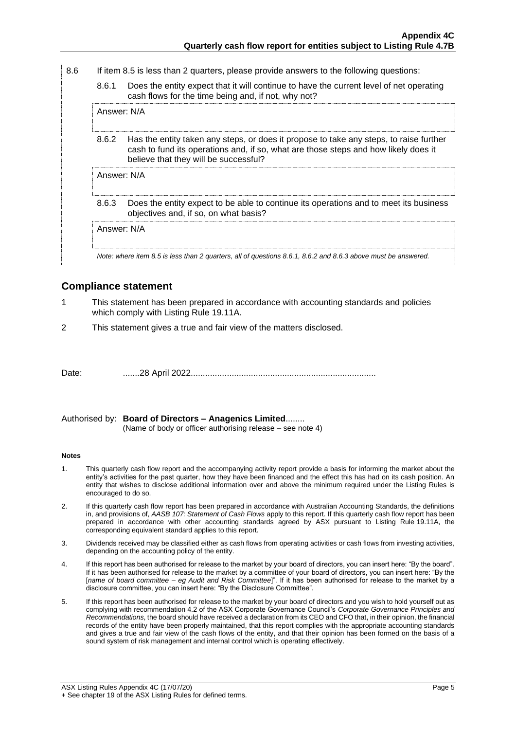8.6 If item 8.5 is less than 2 quarters, please provide answers to the following questions:

8.6.1 Does the entity expect that it will continue to have the current level of net operating cash flows for the time being and, if not, why not?

Answer: N/A

8.6.2 Has the entity taken any steps, or does it propose to take any steps, to raise further cash to fund its operations and, if so, what are those steps and how likely does it believe that they will be successful?

Answer: N/A

8.6.3 Does the entity expect to be able to continue its operations and to meet its business objectives and, if so, on what basis?

Answer: N/A

*Note: where item 8.5 is less than 2 quarters, all of questions 8.6.1, 8.6.2 and 8.6.3 above must be answered.*

## Compliance statement

1 This statement has been prepared in accordance with accounting standards and policies which comply with Listing Rule 19.11A.

2 This statement gives a true and fair view of the matters disclosed.

Date: .......28 April 2022............................................................................

Authorised by: **Board of Directors – Anagenics Limited**........
(Name of body or officer authorising release – see note 4)

**Notes**

1. This quarterly cash flow report and the accompanying activity report provide a basis for informing the market about the entity's activities for the past quarter, how they have been financed and the effect this has had on its cash position. An entity that wishes to disclose additional information over and above the minimum required under the Listing Rules is encouraged to do so.
2. If this quarterly cash flow report has been prepared in accordance with Australian Accounting Standards, the definitions in, and provisions of, *AASB 107: Statement of Cash Flows* apply to this report. If this quarterly cash flow report has been prepared in accordance with other accounting standards agreed by ASX pursuant to Listing Rule 19.11A, the corresponding equivalent standard applies to this report.
3. Dividends received may be classified either as cash flows from operating activities or cash flows from investing activities, depending on the accounting policy of the entity.
4. If this report has been authorised for release to the market by your board of directors, you can insert here: "By the board". If it has been authorised for release to the market by a committee of your board of directors, you can insert here: "By the [*name of board committee – eg Audit and Risk Committee*]". If it has been authorised for release to the market by a disclosure committee, you can insert here: "By the Disclosure Committee".
5. If this report has been authorised for release to the market by your board of directors and you wish to hold yourself out as complying with recommendation 4.2 of the ASX Corporate Governance Council's *Corporate Governance Principles and Recommendations*, the board should have received a declaration from its CEO and CFO that, in their opinion, the financial records of the entity have been properly maintained, that this report complies with the appropriate accounting standards and gives a true and fair view of the cash flows of the entity, and that their opinion has been formed on the basis of a sound system of risk management and internal control which is operating effectively.